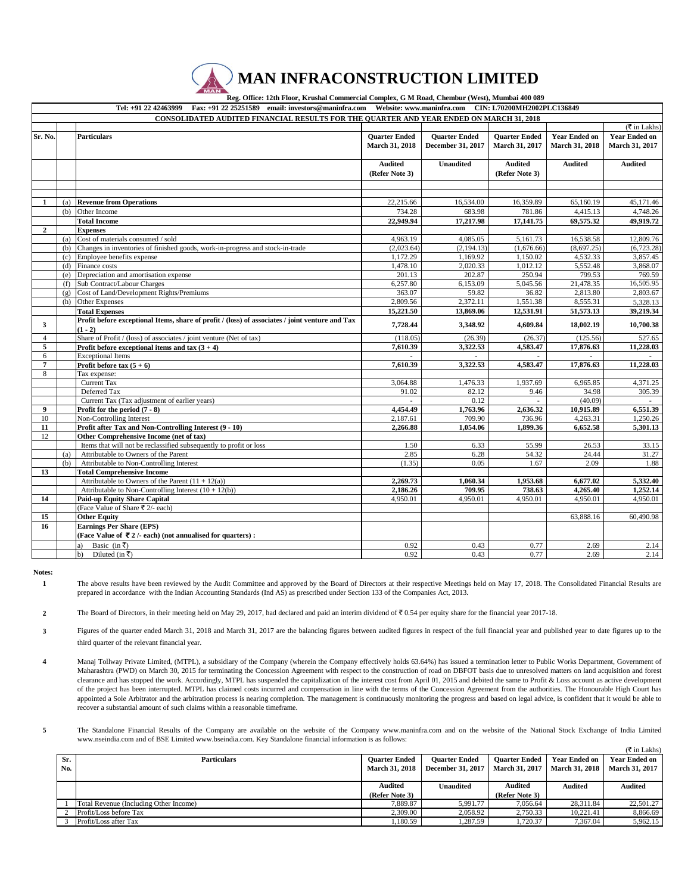# MAN INFRACONSTRUCTION LIMITED

**Reg. Office: 12th Floor, Krushal Commercial Complex, G M Road, Chembur (West), Mumbai 400 089**

**Tel: +91 22 42463999 Fax: +91 22 25251589 email: investors@maninfra.com Website: www.maninfra.com CIN: L70200MH2002PLC136849**

**CONSOLIDATED AUDITED FINANCIAL RESULTS FOR THE QUARTER AND YEAR ENDED ON MARCH 31, 2018**

(₹ in Lakhs)

| Sr. No. | | Particulars | Quarter Ended March 31, 2018 | Quarter Ended December 31, 2017 | Quarter Ended March 31, 2017 | Year Ended on March 31, 2018 | Year Ended on March 31, 2017 |
|---|---|---|---|---|---|---|---|
| | | | Audited (Refer Note 3) | Unaudited | Audited (Refer Note 3) | Audited | Audited |
| 1 | (a) | **Revenue from Operations** | 22,215.66 | 16,534.00 | 16,359.89 | 65,160.19 | 45,171.46 |
| | (b) | Other Income | 734.28 | 683.98 | 781.86 | 4,415.13 | 4,748.26 |
| | | **Total Income** | **22,949.94** | **17,217.98** | **17,141.75** | **69,575.32** | **49,919.72** |
| 2 | | **Expenses** | | | | | |
| | (a) | Cost of materials consumed / sold | 4,963.19 | 4,085.05 | 5,161.73 | 16,538.58 | 12,809.76 |
| | (b) | Changes in inventories of finished goods, work-in-progress and stock-in-trade | (2,023.64) | (2,194.13) | (1,676.66) | (8,697.25) | (6,723.28) |
| | (c) | Employee benefits expense | 1,172.29 | 1,169.92 | 1,150.02 | 4,532.33 | 3,857.45 |
| | (d) | Finance costs | 1,478.10 | 2,020.33 | 1,012.12 | 5,552.48 | 3,868.07 |
| | (e) | Depreciation and amortisation expense | 201.13 | 202.87 | 250.94 | 799.53 | 769.59 |
| | (f) | Sub Contract/Labour Charges | 6,257.80 | 6,153.09 | 5,045.56 | 21,478.35 | 16,505.95 |
| | (g) | Cost of Land/Development Rights/Premiums | 363.07 | 59.82 | 36.82 | 2,813.80 | 2,803.67 |
| | (h) | Other Expenses | 2,809.56 | 2,372.11 | 1,551.38 | 8,555.31 | 5,328.13 |
| | | **Total Expenses** | **15,221.50** | **13,869.06** | **12,531.91** | **51,573.13** | **39,219.34** |
| 3 | | **Profit before exceptional Items, share of profit / (loss) of associates / joint venture and Tax (1 - 2)** | **7,728.44** | **3,348.92** | **4,609.84** | **18,002.19** | **10,700.38** |
| 4 | | Share of Profit / (loss) of associates / joint venture (Net of tax) | (118.05) | (26.39) | (26.37) | (125.56) | 527.65 |
| 5 | | **Profit before exceptional items and tax (3 + 4)** | **7,610.39** | **3,322.53** | **4,583.47** | **17,876.63** | **11,228.03** |
| 6 | | Exceptional Items | - | - | - | - | - |
| 7 | | **Profit before tax (5 + 6)** | **7,610.39** | **3,322.53** | **4,583.47** | **17,876.63** | **11,228.03** |
| 8 | | Tax expense: | | | | | |
| | | Current Tax | 3,064.88 | 1,476.33 | 1,937.69 | 6,965.85 | 4,371.25 |
| | | Deferred Tax | 91.02 | 82.12 | 9.46 | 34.98 | 305.39 |
| | | Current Tax (Tax adjustment of earlier years) | - | 0.12 | - | (40.09) | - |
| 9 | | **Profit for the period (7 - 8)** | **4,454.49** | **1,763.96** | **2,636.32** | **10,915.89** | **6,551.39** |
| 10 | | Non-Controlling Interest | 2,187.61 | 709.90 | 736.96 | 4,263.31 | 1,250.26 |
| 11 | | **Profit after Tax and Non-Controlling Interest (9 - 10)** | **2,266.88** | **1,054.06** | **1,899.36** | **6,652.58** | **5,301.13** |
| 12 | | **Other Comprehensive Income (net of tax)** | | | | | |
| | | Items that will not be reclassified subsequently to profit or loss | 1.50 | 6.33 | 55.99 | 26.53 | 33.15 |
| | (a) | Attributable to Owners of the Parent | 2.85 | 6.28 | 54.32 | 24.44 | 31.27 |
| | (b) | Attributable to Non-Controlling Interest | (1.35) | 0.05 | 1.67 | 2.09 | 1.88 |
| 13 | | **Total Comprehensive Income** | | | | | |
| | | Attributable to Owners of the Parent (11 + 12(a)) | **2,269.73** | **1,060.34** | **1,953.68** | **6,677.02** | **5,332.40** |
| | | Attributable to Non-Controlling Interest (10 + 12(b)) | **2,186.26** | **709.95** | **738.63** | **4,265.40** | **1,252.14** |
| 14 | | **Paid-up Equity Share Capital** | 4,950.01 | 4,950.01 | 4,950.01 | 4,950.01 | 4,950.01 |
| | | (Face Value of Share ₹ 2/- each) | | | | | |
| 15 | | **Other Equity** | | | | 63,888.16 | 60,490.98 |
| 16 | | **Earnings Per Share (EPS)** | | | | | |
| | | **(Face Value of ₹ 2 /- each) (not annualised for quarters) :** | | | | | |
| | | a) Basic (in ₹) | 0.92 | 0.43 | 0.77 | 2.69 | 2.14 |
| | | b) Diluted (in ₹) | 0.92 | 0.43 | 0.77 | 2.69 | 2.14 |

**Notes:**

1. The above results have been reviewed by the Audit Committee and approved by the Board of Directors at their respective Meetings held on May 17, 2018. The Consolidated Financial Results are prepared in accordance with the Indian Accounting Standards (Ind AS) as prescribed under Section 133 of the Companies Act, 2013.

2. The Board of Directors, in their meeting held on May 29, 2017, had declared and paid an interim dividend of ₹ 0.54 per equity share for the financial year 2017-18.

3. Figures of the quarter ended March 31, 2018 and March 31, 2017 are the balancing figures between audited figures in respect of the full financial year and published year to date figures up to the third quarter of the relevant financial year.

4. Manaj Tollway Private Limited, (MTPL), a subsidiary of the Company (wherein the Company effectively holds 63.64%) has issued a termination letter to Public Works Department, Government of Maharashtra (PWD) on March 30, 2015 for terminating the Concession Agreement with respect to the construction of road on DBFOT basis due to unresolved matters on land acquisition and forest clearance and has stopped the work. Accordingly, MTPL has suspended the capitalization of the interest cost from April 01, 2015 and debited the same to Profit & Loss account as active development of the project has been interrupted. MTPL has claimed costs incurred and compensation in line with the terms of the Concession Agreement from the authorities. The Honourable High Court has appointed a Sole Arbitrator and the arbitration process is nearing completion. The management is continuously monitoring the progress and based on legal advice, is confident that it would be able to recover a substantial amount of such claims within a reasonable timeframe.

5. The Standalone Financial Results of the Company are available on the website of the Company www.maninfra.com and on the website of the National Stock Exchange of India Limited www.nseindia.com and of BSE Limited www.bseindia.com. Key Standalone financial information is as follows:

(₹ in Lakhs)

| Sr. No. | Particulars | Quarter Ended March 31, 2018 | Quarter Ended December 31, 2017 | Quarter Ended March 31, 2017 | Year Ended on March 31, 2018 | Year Ended on March 31, 2017 |
|---|---|---|---|---|---|---|
| | | Audited (Refer Note 3) | Unaudited | Audited (Refer Note 3) | Audited | Audited |
| 1 | Total Revenue (Including Other Income) | 7,889.87 | 5,991.77 | 7,056.64 | 28,311.84 | 22,501.27 |
| 2 | Profit/Loss before Tax | 2,309.00 | 2,058.92 | 2,750.33 | 10,221.41 | 8,866.69 |
| 3 | Profit/Loss after Tax | 1,180.59 | 1,287.59 | 1,720.37 | 7,367.04 | 5,962.15 |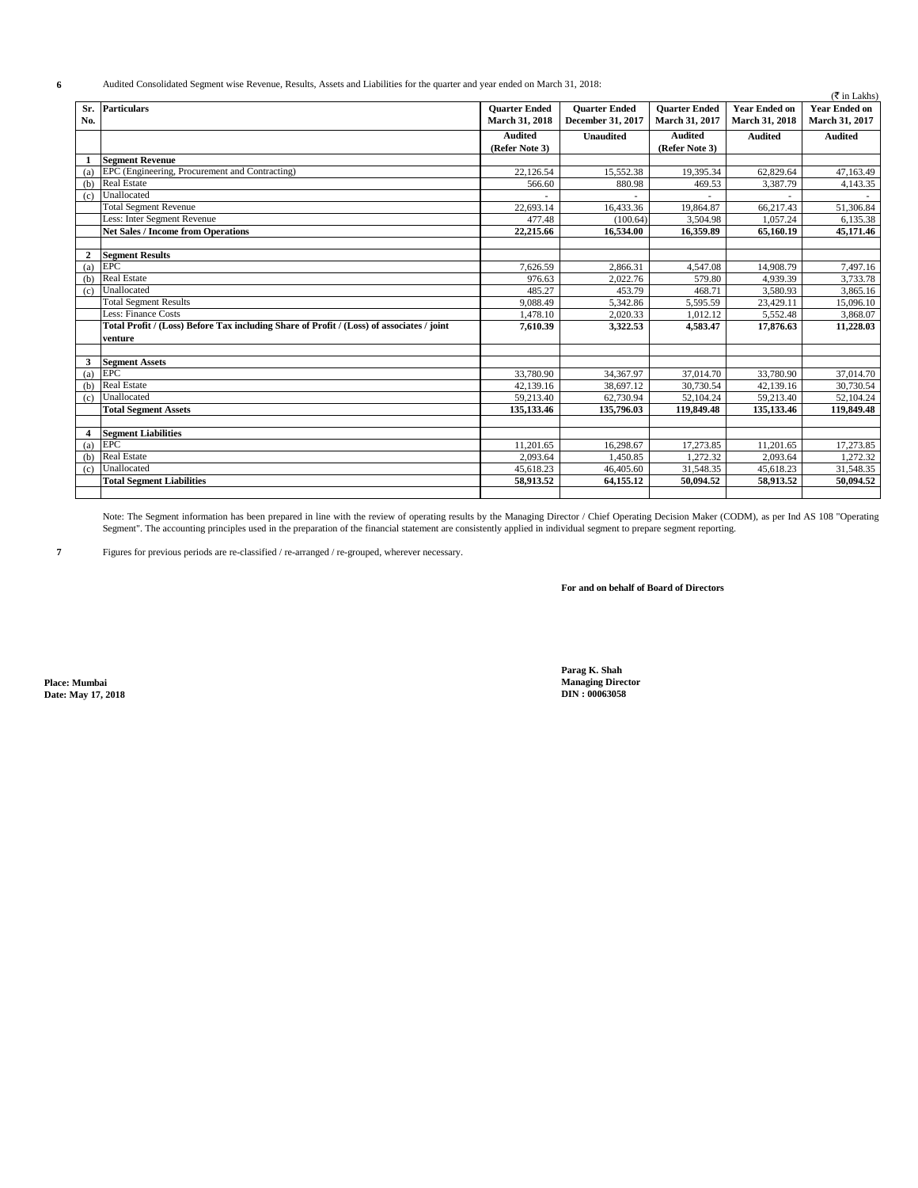**6** Audited Consolidated Segment wise Revenue, Results, Assets and Liabilities for the quarter and year ended on March 31, 2018:

(₹ in Lakhs)

| Sr. No. | Particulars | Quarter Ended March 31, 2018 | Quarter Ended December 31, 2017 | Quarter Ended March 31, 2017 | Year Ended on March 31, 2018 | Year Ended on March 31, 2017 |
|---|---|---|---|---|---|---|
| | | Audited (Refer Note 3) | Unaudited | Audited (Refer Note 3) | Audited | Audited |
| **1** | **Segment Revenue** | | | | | |
| (a) | EPC (Engineering, Procurement and Contracting) | 22,126.54 | 15,552.38 | 19,395.34 | 62,829.64 | 47,163.49 |
| (b) | Real Estate | 566.60 | 880.98 | 469.53 | 3,387.79 | 4,143.35 |
| (c) | Unallocated | - | - | - | - | - |
| | Total Segment Revenue | 22,693.14 | 16,433.36 | 19,864.87 | 66,217.43 | 51,306.84 |
| | Less: Inter Segment Revenue | 477.48 | (100.64) | 3,504.98 | 1,057.24 | 6,135.38 |
| | **Net Sales / Income from Operations** | **22,215.66** | **16,534.00** | **16,359.89** | **65,160.19** | **45,171.46** |
| | | | | | | |
| **2** | **Segment Results** | | | | | |
| (a) | EPC | 7,626.59 | 2,866.31 | 4,547.08 | 14,908.79 | 7,497.16 |
| (b) | Real Estate | 976.63 | 2,022.76 | 579.80 | 4,939.39 | 3,733.78 |
| (c) | Unallocated | 485.27 | 453.79 | 468.71 | 3,580.93 | 3,865.16 |
| | Total Segment Results | 9,088.49 | 5,342.86 | 5,595.59 | 23,429.11 | 15,096.10 |
| | Less: Finance Costs | 1,478.10 | 2,020.33 | 1,012.12 | 5,552.48 | 3,868.07 |
| | **Total Profit / (Loss) Before Tax including Share of Profit / (Loss) of associates / joint venture** | **7,610.39** | **3,322.53** | **4,583.47** | **17,876.63** | **11,228.03** |
| | | | | | | |
| **3** | **Segment Assets** | | | | | |
| (a) | EPC | 33,780.90 | 34,367.97 | 37,014.70 | 33,780.90 | 37,014.70 |
| (b) | Real Estate | 42,139.16 | 38,697.12 | 30,730.54 | 42,139.16 | 30,730.54 |
| (c) | Unallocated | 59,213.40 | 62,730.94 | 52,104.24 | 59,213.40 | 52,104.24 |
| | **Total Segment Assets** | **135,133.46** | **135,796.03** | **119,849.48** | **135,133.46** | **119,849.48** |
| | | | | | | |
| **4** | **Segment Liabilities** | | | | | |
| (a) | EPC | 11,201.65 | 16,298.67 | 17,273.85 | 11,201.65 | 17,273.85 |
| (b) | Real Estate | 2,093.64 | 1,450.85 | 1,272.32 | 2,093.64 | 1,272.32 |
| (c) | Unallocated | 45,618.23 | 46,405.60 | 31,548.35 | 45,618.23 | 31,548.35 |
| | **Total Segment Liabilities** | **58,913.52** | **64,155.12** | **50,094.52** | **58,913.52** | **50,094.52** |

Note: The Segment information has been prepared in line with the review of operating results by the Managing Director / Chief Operating Decision Maker (CODM), as per Ind AS 108 "Operating Segment". The accounting principles used in the preparation of the financial statement are consistently applied in individual segment to prepare segment reporting.

**7** Figures for previous periods are re-classified / re-arranged / re-grouped, wherever necessary.

**For and on behalf of Board of Directors**

**Parag K. Shah**
**Managing Director**
**DIN : 00063058**

**Place: Mumbai**
**Date: May 17, 2018**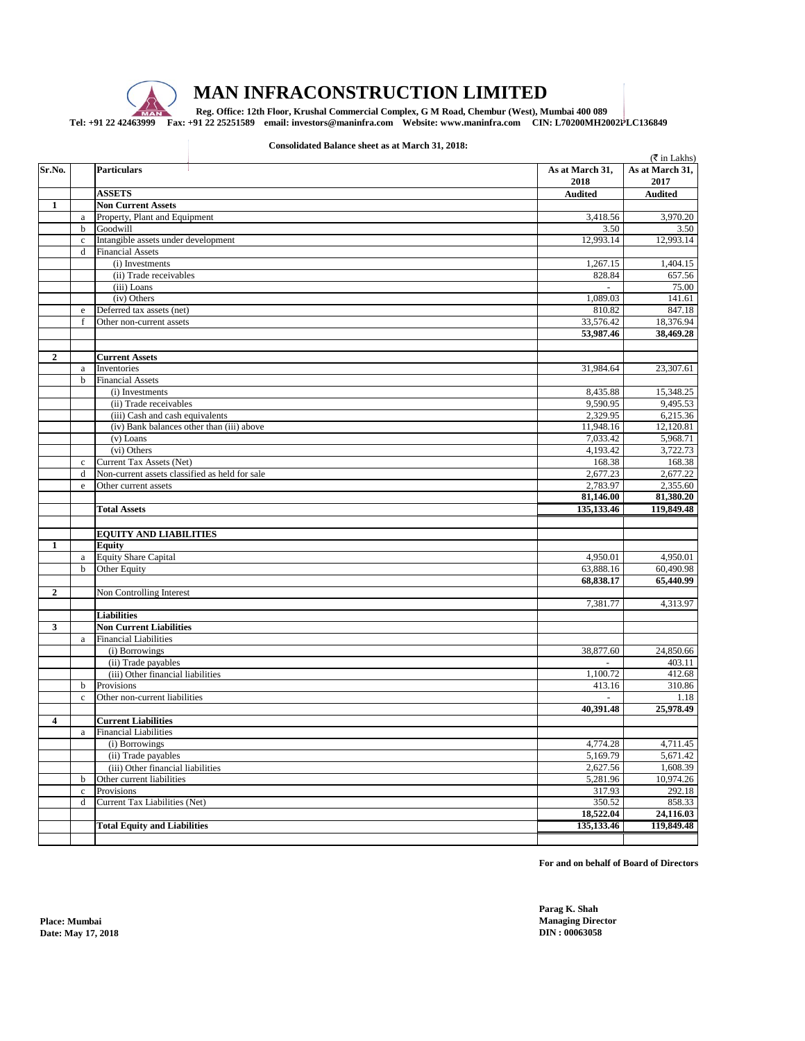# MAN INFRACONSTRUCTION LIMITED

**Reg. Office: 12th Floor, Krushal Commercial Complex, G M Road, Chembur (West), Mumbai 400 089**

**Tel: +91 22 42463999 Fax: +91 22 25251589 email: investors@maninfra.com Website: www.maninfra.com CIN: L70200MH2002PLC136849**

**Consolidated Balance sheet as at March 31, 2018:**

(₹ in Lakhs)

| Sr.No. | | Particulars | As at March 31, 2018 | As at March 31, 2017 |
|---|---|---|---|---|
| | | **ASSETS** | **Audited** | **Audited** |
| **1** | | **Non Current Assets** | | |
| | a | Property, Plant and Equipment | 3,418.56 | 3,970.20 |
| | b | Goodwill | 3.50 | 3.50 |
| | c | Intangible assets under development | 12,993.14 | 12,993.14 |
| | d | Financial Assets | | |
| | | (i) Investments | 1,267.15 | 1,404.15 |
| | | (ii) Trade receivables | 828.84 | 657.56 |
| | | (iii) Loans | - | 75.00 |
| | | (iv) Others | 1,089.03 | 141.61 |
| | e | Deferred tax assets (net) | 810.82 | 847.18 |
| | f | Other non-current assets | 33,576.42 | 18,376.94 |
| | | | **53,987.46** | **38,469.28** |
| | | | | |
| **2** | | **Current Assets** | | |
| | a | Inventories | 31,984.64 | 23,307.61 |
| | b | Financial Assets | | |
| | | (i) Investments | 8,435.88 | 15,348.25 |
| | | (ii) Trade receivables | 9,590.95 | 9,495.53 |
| | | (iii) Cash and cash equivalents | 2,329.95 | 6,215.36 |
| | | (iv) Bank balances other than (iii) above | 11,948.16 | 12,120.81 |
| | | (v) Loans | 7,033.42 | 5,968.71 |
| | | (vi) Others | 4,193.42 | 3,722.73 |
| | c | Current Tax Assets (Net) | 168.38 | 168.38 |
| | d | Non-current assets classified as held for sale | 2,677.23 | 2,677.22 |
| | e | Other current assets | 2,783.97 | 2,355.60 |
| | | | **81,146.00** | **81,380.20** |
| | | **Total Assets** | **135,133.46** | **119,849.48** |
| | | | | |
| | | **EQUITY AND LIABILITIES** | | |
| **1** | | **Equity** | | |
| | a | Equity Share Capital | 4,950.01 | 4,950.01 |
| | b | Other Equity | 63,888.16 | 60,490.98 |
| | | | **68,838.17** | **65,440.99** |
| **2** | | Non Controlling Interest | | |
| | | | 7,381.77 | 4,313.97 |
| | | **Liabilities** | | |
| **3** | | **Non Current Liabilities** | | |
| | a | Financial Liabilities | | |
| | | (i) Borrowings | 38,877.60 | 24,850.66 |
| | | (ii) Trade payables | - | 403.11 |
| | | (iii) Other financial liabilities | 1,100.72 | 412.68 |
| | b | Provisions | 413.16 | 310.86 |
| | c | Other non-current liabilities | - | 1.18 |
| | | | **40,391.48** | **25,978.49** |
| **4** | | **Current Liabilities** | | |
| | a | Financial Liabilities | | |
| | | (i) Borrowings | 4,774.28 | 4,711.45 |
| | | (ii) Trade payables | 5,169.79 | 5,671.42 |
| | | (iii) Other financial liabilities | 2,627.56 | 1,608.39 |
| | b | Other current liabilities | 5,281.96 | 10,974.26 |
| | c | Provisions | 317.93 | 292.18 |
| | d | Current Tax Liabilities (Net) | 350.52 | 858.33 |
| | | | **18,522.04** | **24,116.03** |
| | | **Total Equity and Liabilities** | **135,133.46** | **119,849.48** |

**For and on behalf of Board of Directors**

**Parag K. Shah**
**Managing Director**
**DIN : 00063058**

**Place: Mumbai**
**Date: May 17, 2018**